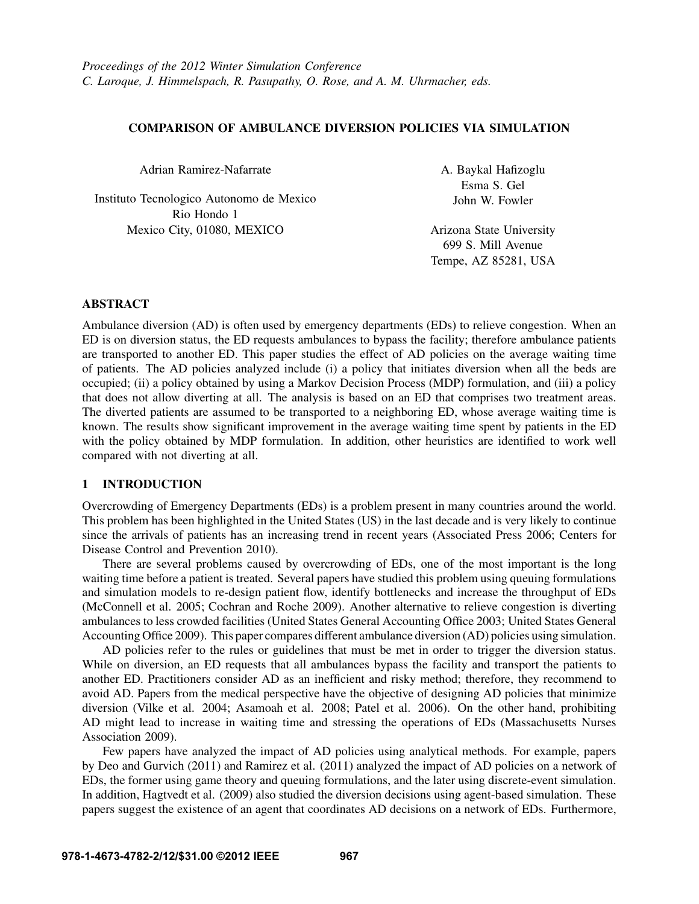*Proceedings of the 2012 Winter Simulation Conference*
*C. Laroque, J. Himmelspach, R. Pasupathy, O. Rose, and A. M. Uhrmacher, eds.*

# COMPARISON OF AMBULANCE DIVERSION POLICIES VIA SIMULATION

Adrian Ramirez-Nafarrate

Instituto Tecnologico Autonomo de Mexico
Rio Hondo 1
Mexico City, 01080, MEXICO

A. Baykal Hafizoglu
Esma S. Gel
John W. Fowler

Arizona State University
699 S. Mill Avenue
Tempe, AZ 85281, USA

## ABSTRACT

Ambulance diversion (AD) is often used by emergency departments (EDs) to relieve congestion. When an ED is on diversion status, the ED requests ambulances to bypass the facility; therefore ambulance patients are transported to another ED. This paper studies the effect of AD policies on the average waiting time of patients. The AD policies analyzed include (i) a policy that initiates diversion when all the beds are occupied; (ii) a policy obtained by using a Markov Decision Process (MDP) formulation, and (iii) a policy that does not allow diverting at all. The analysis is based on an ED that comprises two treatment areas. The diverted patients are assumed to be transported to a neighboring ED, whose average waiting time is known. The results show significant improvement in the average waiting time spent by patients in the ED with the policy obtained by MDP formulation. In addition, other heuristics are identified to work well compared with not diverting at all.

## 1 INTRODUCTION

Overcrowding of Emergency Departments (EDs) is a problem present in many countries around the world. This problem has been highlighted in the United States (US) in the last decade and is very likely to continue since the arrivals of patients has an increasing trend in recent years (Associated Press 2006; Centers for Disease Control and Prevention 2010).

There are several problems caused by overcrowding of EDs, one of the most important is the long waiting time before a patient is treated. Several papers have studied this problem using queuing formulations and simulation models to re-design patient flow, identify bottlenecks and increase the throughput of EDs (McConnell et al. 2005; Cochran and Roche 2009). Another alternative to relieve congestion is diverting ambulances to less crowded facilities (United States General Accounting Office 2003; United States General Accounting Office 2009). This paper compares different ambulance diversion (AD) policies using simulation.

AD policies refer to the rules or guidelines that must be met in order to trigger the diversion status. While on diversion, an ED requests that all ambulances bypass the facility and transport the patients to another ED. Practitioners consider AD as an inefficient and risky method; therefore, they recommend to avoid AD. Papers from the medical perspective have the objective of designing AD policies that minimize diversion (Vilke et al. 2004; Asamoah et al. 2008; Patel et al. 2006). On the other hand, prohibiting AD might lead to increase in waiting time and stressing the operations of EDs (Massachusetts Nurses Association 2009).

Few papers have analyzed the impact of AD policies using analytical methods. For example, papers by Deo and Gurvich (2011) and Ramirez et al. (2011) analyzed the impact of AD policies on a network of EDs, the former using game theory and queuing formulations, and the later using discrete-event simulation. In addition, Hagtvedt et al. (2009) also studied the diversion decisions using agent-based simulation. These papers suggest the existence of an agent that coordinates AD decisions on a network of EDs. Furthermore,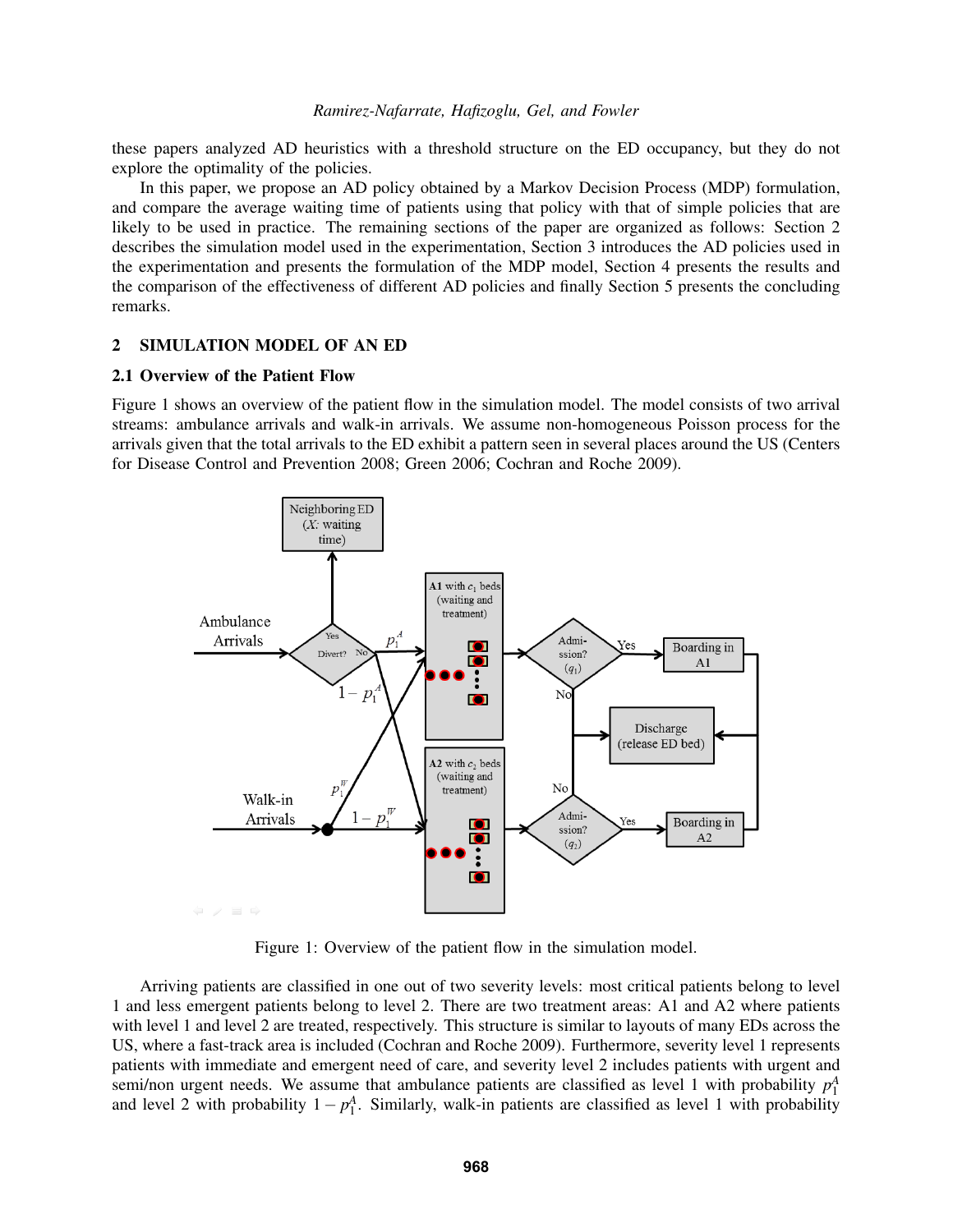these papers analyzed AD heuristics with a threshold structure on the ED occupancy, but they do not explore the optimality of the policies.

In this paper, we propose an AD policy obtained by a Markov Decision Process (MDP) formulation, and compare the average waiting time of patients using that policy with that of simple policies that are likely to be used in practice. The remaining sections of the paper are organized as follows: Section 2 describes the simulation model used in the experimentation, Section 3 introduces the AD policies used in the experimentation and presents the formulation of the MDP model, Section 4 presents the results and the comparison of the effectiveness of different AD policies and finally Section 5 presents the concluding remarks.

## 2 SIMULATION MODEL OF AN ED

### 2.1 Overview of the Patient Flow

Figure 1 shows an overview of the patient flow in the simulation model. The model consists of two arrival streams: ambulance arrivals and walk-in arrivals. We assume non-homogeneous Poisson process for the arrivals given that the total arrivals to the ED exhibit a pattern seen in several places around the US (Centers for Disease Control and Prevention 2008; Green 2006; Cochran and Roche 2009).

Figure 1: Overview of the patient flow in the simulation model.

Arriving patients are classified in one out of two severity levels: most critical patients belong to level 1 and less emergent patients belong to level 2. There are two treatment areas: A1 and A2 where patients with level 1 and level 2 are treated, respectively. This structure is similar to layouts of many EDs across the US, where a fast-track area is included (Cochran and Roche 2009). Furthermore, severity level 1 represents patients with immediate and emergent need of care, and severity level 2 includes patients with urgent and semi/non urgent needs. We assume that ambulance patients are classified as level 1 with probability $p_1^A$ and level 2 with probability $1 - p_1^A$. Similarly, walk-in patients are classified as level 1 with probability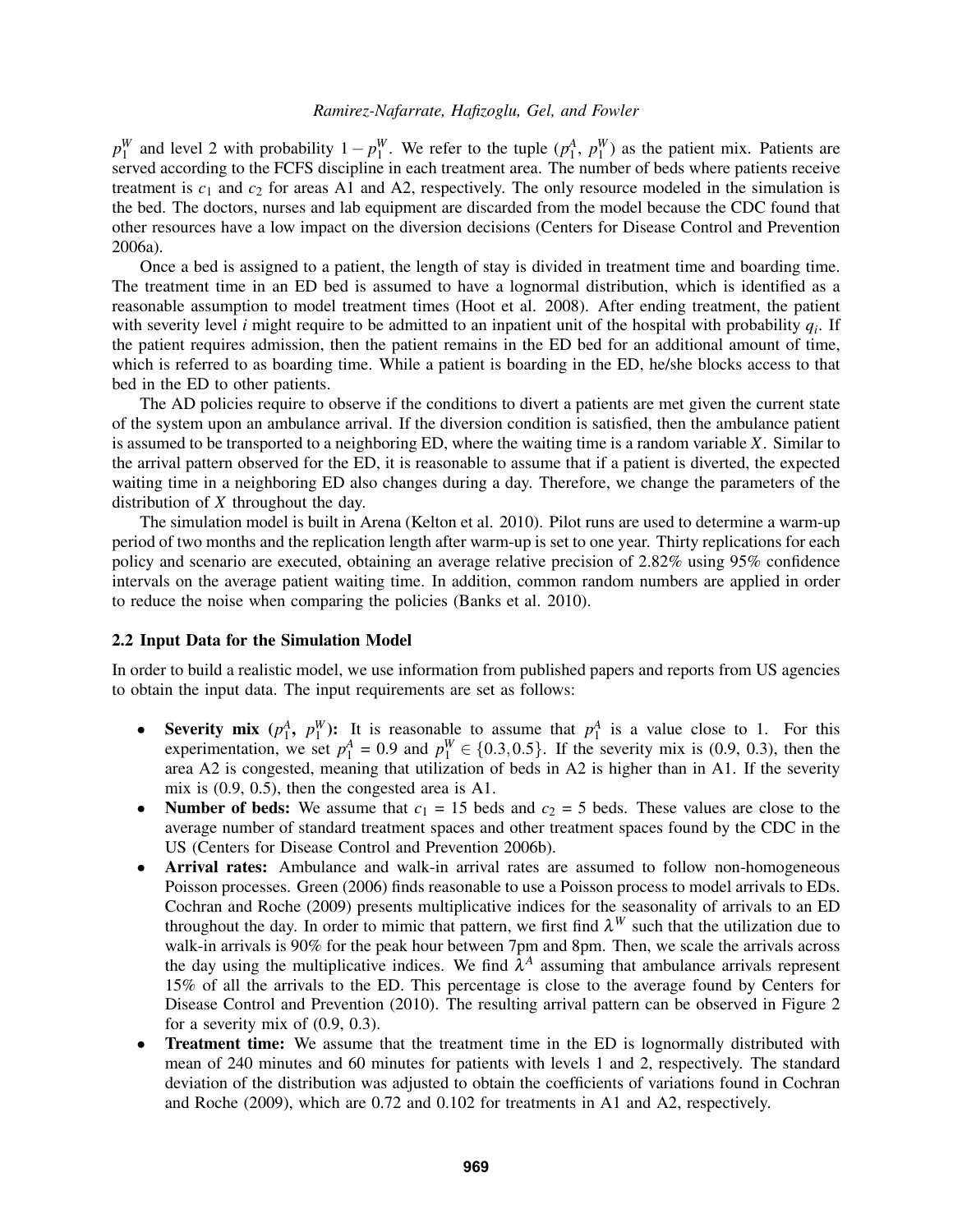$p_1^W$ and level 2 with probability $1 - p_1^W$. We refer to the tuple $(p_1^A,\ p_1^W)$ as the patient mix. Patients are served according to the FCFS discipline in each treatment area. The number of beds where patients receive treatment is $c_1$ and $c_2$ for areas A1 and A2, respectively. The only resource modeled in the simulation is the bed. The doctors, nurses and lab equipment are discarded from the model because the CDC found that other resources have a low impact on the diversion decisions (Centers for Disease Control and Prevention 2006a).

Once a bed is assigned to a patient, the length of stay is divided in treatment time and boarding time. The treatment time in an ED bed is assumed to have a lognormal distribution, which is identified as a reasonable assumption to model treatment times (Hoot et al. 2008). After ending treatment, the patient with severity level $i$ might require to be admitted to an inpatient unit of the hospital with probability $q_i$. If the patient requires admission, then the patient remains in the ED bed for an additional amount of time, which is referred to as boarding time. While a patient is boarding in the ED, he/she blocks access to that bed in the ED to other patients.

The AD policies require to observe if the conditions to divert a patients are met given the current state of the system upon an ambulance arrival. If the diversion condition is satisfied, then the ambulance patient is assumed to be transported to a neighboring ED, where the waiting time is a random variable $X$. Similar to the arrival pattern observed for the ED, it is reasonable to assume that if a patient is diverted, the expected waiting time in a neighboring ED also changes during a day. Therefore, we change the parameters of the distribution of $X$ throughout the day.

The simulation model is built in Arena (Kelton et al. 2010). Pilot runs are used to determine a warm-up period of two months and the replication length after warm-up is set to one year. Thirty replications for each policy and scenario are executed, obtaining an average relative precision of 2.82% using 95% confidence intervals on the average patient waiting time. In addition, common random numbers are applied in order to reduce the noise when comparing the policies (Banks et al. 2010).

### 2.2 Input Data for the Simulation Model

In order to build a realistic model, we use information from published papers and reports from US agencies to obtain the input data. The input requirements are set as follows:

- **Severity mix $(p_1^A,\ p_1^W)$:** It is reasonable to assume that $p_1^A$ is a value close to 1. For this experimentation, we set $p_1^A = 0.9$ and $p_1^W \in \{0.3, 0.5\}$. If the severity mix is (0.9, 0.3), then the area A2 is congested, meaning that utilization of beds in A2 is higher than in A1. If the severity mix is (0.9, 0.5), then the congested area is A1.
- **Number of beds:** We assume that $c_1 = 15$ beds and $c_2 = 5$ beds. These values are close to the average number of standard treatment spaces and other treatment spaces found by the CDC in the US (Centers for Disease Control and Prevention 2006b).
- **Arrival rates:** Ambulance and walk-in arrival rates are assumed to follow non-homogeneous Poisson processes. Green (2006) finds reasonable to use a Poisson process to model arrivals to EDs. Cochran and Roche (2009) presents multiplicative indices for the seasonality of arrivals to an ED throughout the day. In order to mimic that pattern, we first find $\lambda^W$ such that the utilization due to walk-in arrivals is 90% for the peak hour between 7pm and 8pm. Then, we scale the arrivals across the day using the multiplicative indices. We find $\lambda^A$ assuming that ambulance arrivals represent 15% of all the arrivals to the ED. This percentage is close to the average found by Centers for Disease Control and Prevention (2010). The resulting arrival pattern can be observed in Figure 2 for a severity mix of (0.9, 0.3).
- **Treatment time:** We assume that the treatment time in the ED is lognormally distributed with mean of 240 minutes and 60 minutes for patients with levels 1 and 2, respectively. The standard deviation of the distribution was adjusted to obtain the coefficients of variations found in Cochran and Roche (2009), which are 0.72 and 0.102 for treatments in A1 and A2, respectively.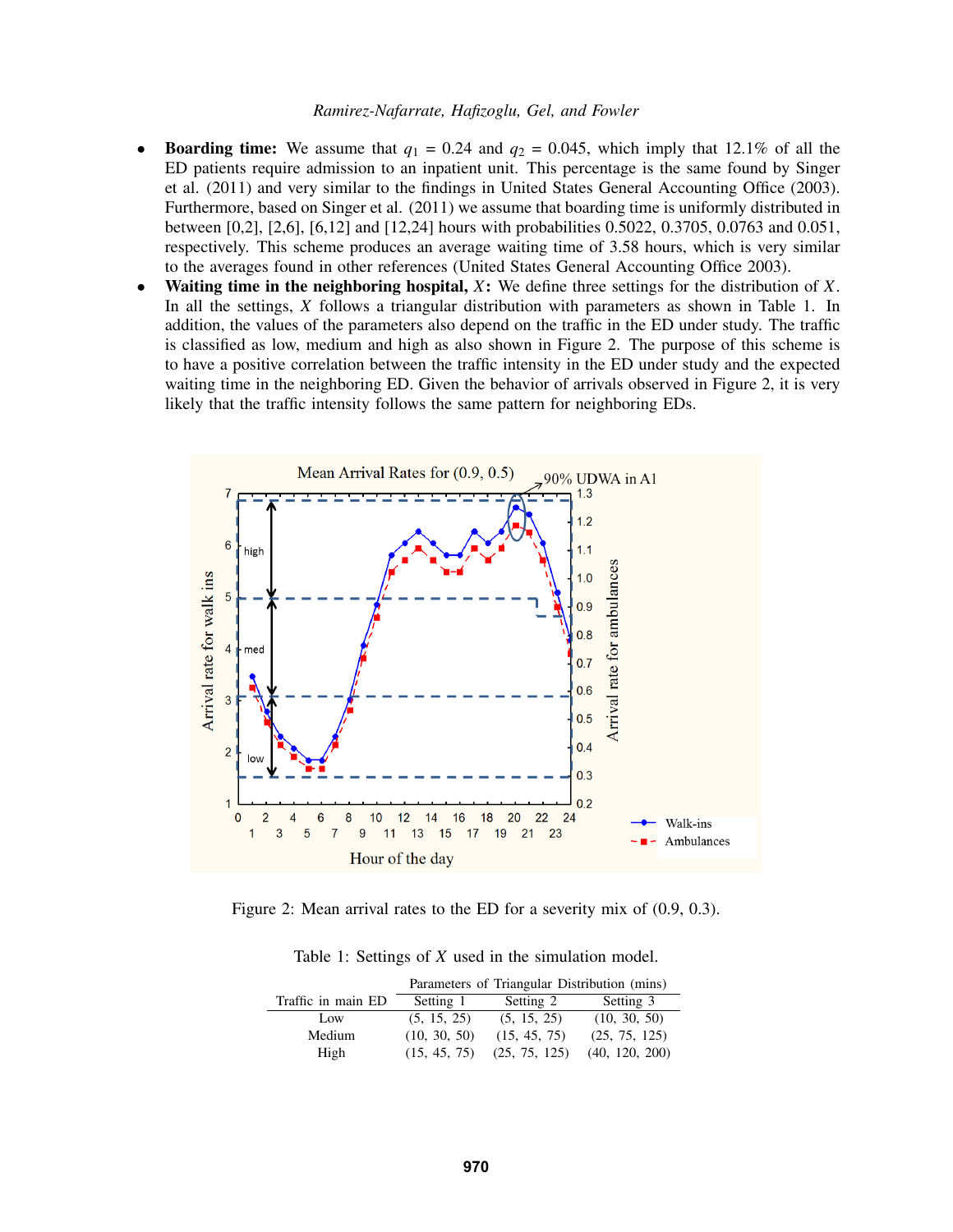- **Boarding time:** We assume that $q_1 = 0.24$ and $q_2 = 0.045$, which imply that 12.1% of all the ED patients require admission to an inpatient unit. This percentage is the same found by Singer et al. (2011) and very similar to the findings in United States General Accounting Office (2003). Furthermore, based on Singer et al. (2011) we assume that boarding time is uniformly distributed in between [0,2], [2,6], [6,12] and [12,24] hours with probabilities 0.5022, 0.3705, 0.0763 and 0.051, respectively. This scheme produces an average waiting time of 3.58 hours, which is very similar to the averages found in other references (United States General Accounting Office 2003).
- **Waiting time in the neighboring hospital, $X$:** We define three settings for the distribution of $X$. In all the settings, $X$ follows a triangular distribution with parameters as shown in Table 1. In addition, the values of the parameters also depend on the traffic in the ED under study. The traffic is classified as low, medium and high as also shown in Figure 2. The purpose of this scheme is to have a positive correlation between the traffic intensity in the ED under study and the expected waiting time in the neighboring ED. Given the behavior of arrivals observed in Figure 2, it is very likely that the traffic intensity follows the same pattern for neighboring EDs.

Figure 2: Mean arrival rates to the ED for a severity mix of (0.9, 0.3).

Table 1: Settings of $X$ used in the simulation model.

| | Parameters of Triangular Distribution (mins) | | |
|---|---|---|---|
| Traffic in main ED | Setting 1 | Setting 2 | Setting 3 |
| Low | (5, 15, 25) | (5, 15, 25) | (10, 30, 50) |
| Medium | (10, 30, 50) | (15, 45, 75) | (25, 75, 125) |
| High | (15, 45, 75) | (25, 75, 125) | (40, 120, 200) |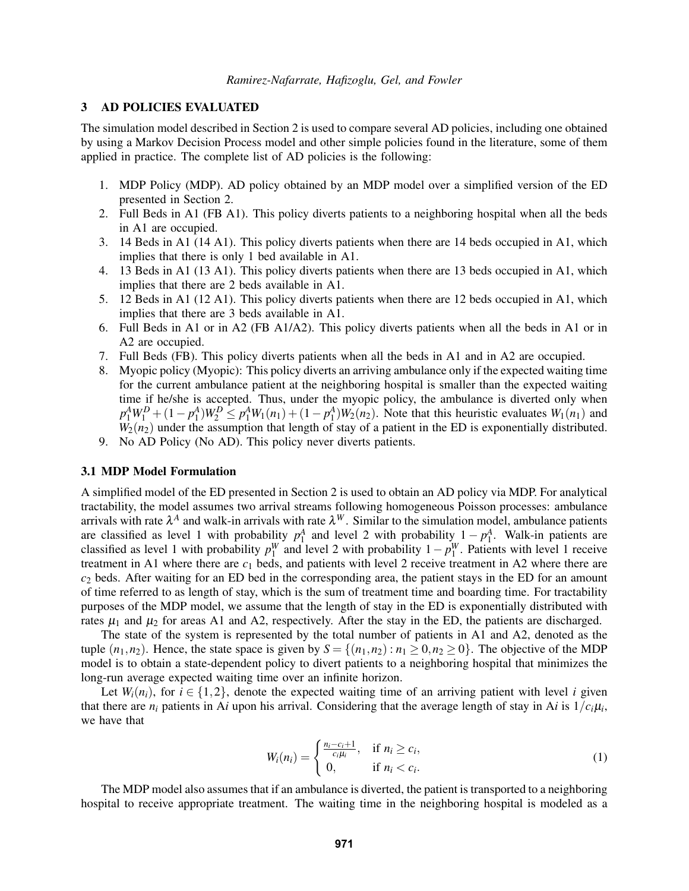## 3 AD POLICIES EVALUATED

The simulation model described in Section 2 is used to compare several AD policies, including one obtained by using a Markov Decision Process model and other simple policies found in the literature, some of them applied in practice. The complete list of AD policies is the following:

1. MDP Policy (MDP). AD policy obtained by an MDP model over a simplified version of the ED presented in Section 2.
2. Full Beds in A1 (FB A1). This policy diverts patients to a neighboring hospital when all the beds in A1 are occupied.
3. 14 Beds in A1 (14 A1). This policy diverts patients when there are 14 beds occupied in A1, which implies that there is only 1 bed available in A1.
4. 13 Beds in A1 (13 A1). This policy diverts patients when there are 13 beds occupied in A1, which implies that there are 2 beds available in A1.
5. 12 Beds in A1 (12 A1). This policy diverts patients when there are 12 beds occupied in A1, which implies that there are 3 beds available in A1.
6. Full Beds in A1 or in A2 (FB A1/A2). This policy diverts patients when all the beds in A1 or in A2 are occupied.
7. Full Beds (FB). This policy diverts patients when all the beds in A1 and in A2 are occupied.
8. Myopic policy (Myopic): This policy diverts an arriving ambulance only if the expected waiting time for the current ambulance patient at the neighboring hospital is smaller than the expected waiting time if he/she is accepted. Thus, under the myopic policy, the ambulance is diverted only when $p_1^A W_1^D + (1-p_1^A)W_2^D \leq p_1^A W_1(n_1) + (1-p_1^A)W_2(n_2)$. Note that this heuristic evaluates $W_1(n_1)$ and $W_2(n_2)$ under the assumption that length of stay of a patient in the ED is exponentially distributed.
9. No AD Policy (No AD). This policy never diverts patients.

### 3.1 MDP Model Formulation

A simplified model of the ED presented in Section 2 is used to obtain an AD policy via MDP. For analytical tractability, the model assumes two arrival streams following homogeneous Poisson processes: ambulance arrivals with rate $\lambda^A$ and walk-in arrivals with rate $\lambda^W$. Similar to the simulation model, ambulance patients are classified as level 1 with probability $p_1^A$ and level 2 with probability $1-p_1^A$. Walk-in patients are classified as level 1 with probability $p_1^W$ and level 2 with probability $1-p_1^W$. Patients with level 1 receive treatment in A1 where there are $c_1$ beds, and patients with level 2 receive treatment in A2 where there are $c_2$ beds. After waiting for an ED bed in the corresponding area, the patient stays in the ED for an amount of time referred to as length of stay, which is the sum of treatment time and boarding time. For tractability purposes of the MDP model, we assume that the length of stay in the ED is exponentially distributed with rates $\mu_1$ and $\mu_2$ for areas A1 and A2, respectively. After the stay in the ED, the patients are discharged.

The state of the system is represented by the total number of patients in A1 and A2, denoted as the tuple $(n_1,n_2)$. Hence, the state space is given by $S = \{(n_1,n_2) : n_1 \geq 0, n_2 \geq 0\}$. The objective of the MDP model is to obtain a state-dependent policy to divert patients to a neighboring hospital that minimizes the long-run average expected waiting time over an infinite horizon.

Let $W_i(n_i)$, for $i \in \{1,2\}$, denote the expected waiting time of an arriving patient with level $i$ given that there are $n_i$ patients in A$i$ upon his arrival. Considering that the average length of stay in A$i$ is $1/c_i\mu_i$, we have that

$$W_i(n_i) = \begin{cases} \frac{n_i - c_i + 1}{c_i \mu_i}, & \text{if } n_i \geq c_i, \\ 0, & \text{if } n_i < c_i. \end{cases} \tag{1}$$

The MDP model also assumes that if an ambulance is diverted, the patient is transported to a neighboring hospital to receive appropriate treatment. The waiting time in the neighboring hospital is modeled as a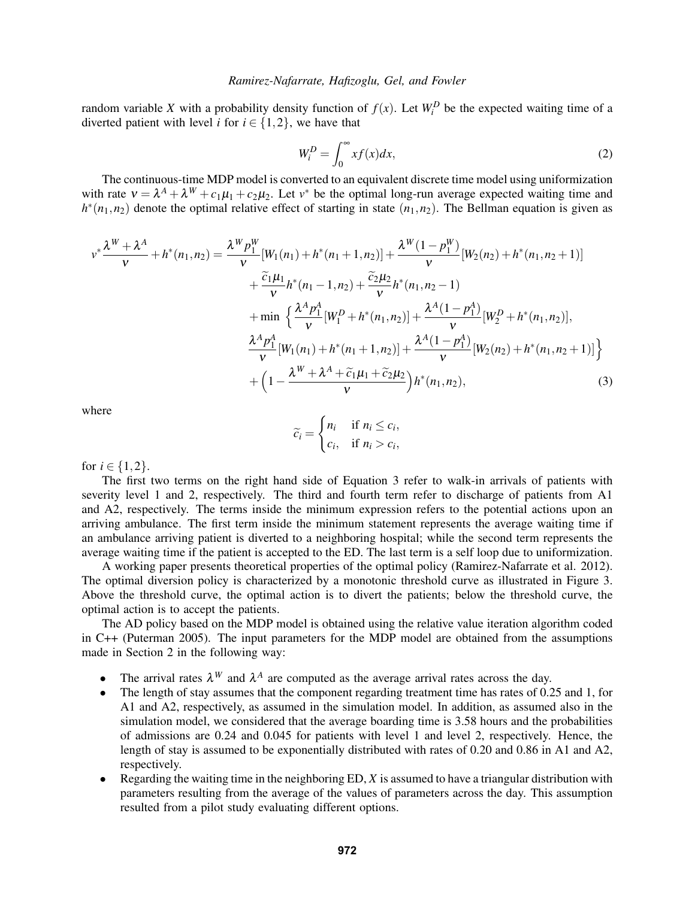random variable $X$ with a probability density function of $f(x)$. Let $W_i^D$ be the expected waiting time of a diverted patient with level $i$ for $i \in \{1,2\}$, we have that

$$W_i^D = \int_0^\infty x f(x) dx, \tag{2}$$

The continuous-time MDP model is converted to an equivalent discrete time model using uniformization with rate $\nu = \lambda^A + \lambda^W + c_1\mu_1 + c_2\mu_2$. Let $v^*$ be the optimal long-run average expected waiting time and $h^*(n_1,n_2)$ denote the optimal relative effect of starting in state $(n_1,n_2)$. The Bellman equation is given as

$$\begin{aligned}
v^* \frac{\lambda^W + \lambda^A}{\nu} + h^*(n_1,n_2) = \; & \frac{\lambda^W p_1^W}{\nu}[W_1(n_1) + h^*(n_1+1,n_2)] + \frac{\lambda^W(1-p_1^W)}{\nu}[W_2(n_2) + h^*(n_1,n_2+1)] \\
& + \frac{\widetilde{c}_1\mu_1}{\nu} h^*(n_1-1,n_2) + \frac{\widetilde{c}_2\mu_2}{\nu} h^*(n_1,n_2-1) \\
& + \min \Big\{ \frac{\lambda^A p_1^A}{\nu}[W_1^D + h^*(n_1,n_2)] + \frac{\lambda^A(1-p_1^A)}{\nu}[W_2^D + h^*(n_1,n_2)], \\
& \frac{\lambda^A p_1^A}{\nu}[W_1(n_1) + h^*(n_1+1,n_2)] + \frac{\lambda^A(1-p_1^A)}{\nu}[W_2(n_2) + h^*(n_1,n_2+1)] \Big\} \\
& + \Big(1 - \frac{\lambda^W + \lambda^A + \widetilde{c}_1\mu_1 + \widetilde{c}_2\mu_2}{\nu}\Big) h^*(n_1,n_2),
\end{aligned} \tag{3}$$

where

$$\widetilde{c}_i = \begin{cases} n_i & \text{if } n_i \le c_i, \\ c_i, & \text{if } n_i > c_i, \end{cases}$$

for $i \in \{1,2\}$.

The first two terms on the right hand side of Equation 3 refer to walk-in arrivals of patients with severity level 1 and 2, respectively. The third and fourth term refer to discharge of patients from A1 and A2, respectively. The terms inside the minimum expression refers to the potential actions upon an arriving ambulance. The first term inside the minimum statement represents the average waiting time if an ambulance arriving patient is diverted to a neighboring hospital; while the second term represents the average waiting time if the patient is accepted to the ED. The last term is a self loop due to uniformization.

A working paper presents theoretical properties of the optimal policy (Ramirez-Nafarrate et al. 2012). The optimal diversion policy is characterized by a monotonic threshold curve as illustrated in Figure 3. Above the threshold curve, the optimal action is to divert the patients; below the threshold curve, the optimal action is to accept the patients.

The AD policy based on the MDP model is obtained using the relative value iteration algorithm coded in C++ (Puterman 2005). The input parameters for the MDP model are obtained from the assumptions made in Section 2 in the following way:

- The arrival rates $\lambda^W$ and $\lambda^A$ are computed as the average arrival rates across the day.
- The length of stay assumes that the component regarding treatment time has rates of 0.25 and 1, for A1 and A2, respectively, as assumed in the simulation model. In addition, as assumed also in the simulation model, we considered that the average boarding time is 3.58 hours and the probabilities of admissions are 0.24 and 0.045 for patients with level 1 and level 2, respectively. Hence, the length of stay is assumed to be exponentially distributed with rates of 0.20 and 0.86 in A1 and A2, respectively.
- Regarding the waiting time in the neighboring ED, $X$ is assumed to have a triangular distribution with parameters resulting from the average of the values of parameters across the day. This assumption resulted from a pilot study evaluating different options.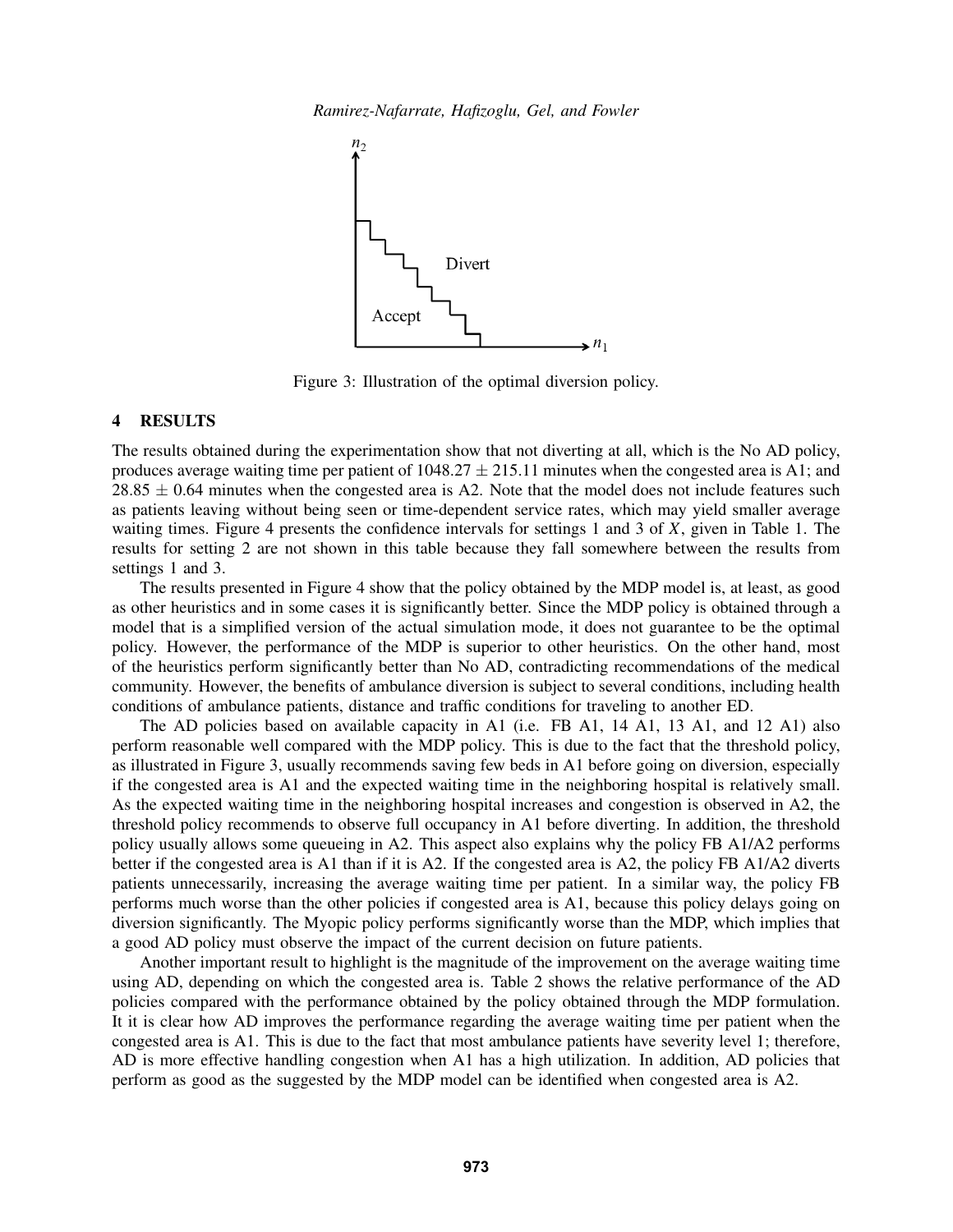Figure 3: Illustration of the optimal diversion policy.

# 4 RESULTS

The results obtained during the experimentation show that not diverting at all, which is the No AD policy, produces average waiting time per patient of $1048.27 \pm 215.11$ minutes when the congested area is A1; and $28.85 \pm 0.64$ minutes when the congested area is A2. Note that the model does not include features such as patients leaving without being seen or time-dependent service rates, which may yield smaller average waiting times. Figure 4 presents the confidence intervals for settings 1 and 3 of $X$, given in Table 1. The results for setting 2 are not shown in this table because they fall somewhere between the results from settings 1 and 3.

The results presented in Figure 4 show that the policy obtained by the MDP model is, at least, as good as other heuristics and in some cases it is significantly better. Since the MDP policy is obtained through a model that is a simplified version of the actual simulation mode, it does not guarantee to be the optimal policy. However, the performance of the MDP is superior to other heuristics. On the other hand, most of the heuristics perform significantly better than No AD, contradicting recommendations of the medical community. However, the benefits of ambulance diversion is subject to several conditions, including health conditions of ambulance patients, distance and traffic conditions for traveling to another ED.

The AD policies based on available capacity in A1 (i.e. FB A1, 14 A1, 13 A1, and 12 A1) also perform reasonable well compared with the MDP policy. This is due to the fact that the threshold policy, as illustrated in Figure 3, usually recommends saving few beds in A1 before going on diversion, especially if the congested area is A1 and the expected waiting time in the neighboring hospital is relatively small. As the expected waiting time in the neighboring hospital increases and congestion is observed in A2, the threshold policy recommends to observe full occupancy in A1 before diverting. In addition, the threshold policy usually allows some queueing in A2. This aspect also explains why the policy FB A1/A2 performs better if the congested area is A1 than if it is A2. If the congested area is A2, the policy FB A1/A2 diverts patients unnecessarily, increasing the average waiting time per patient. In a similar way, the policy FB performs much worse than the other policies if congested area is A1, because this policy delays going on diversion significantly. The Myopic policy performs significantly worse than the MDP, which implies that a good AD policy must observe the impact of the current decision on future patients.

Another important result to highlight is the magnitude of the improvement on the average waiting time using AD, depending on which the congested area is. Table 2 shows the relative performance of the AD policies compared with the performance obtained by the policy obtained through the MDP formulation. It it is clear how AD improves the performance regarding the average waiting time per patient when the congested area is A1. This is due to the fact that most ambulance patients have severity level 1; therefore, AD is more effective handling congestion when A1 has a high utilization. In addition, AD policies that perform as good as the suggested by the MDP model can be identified when congested area is A2.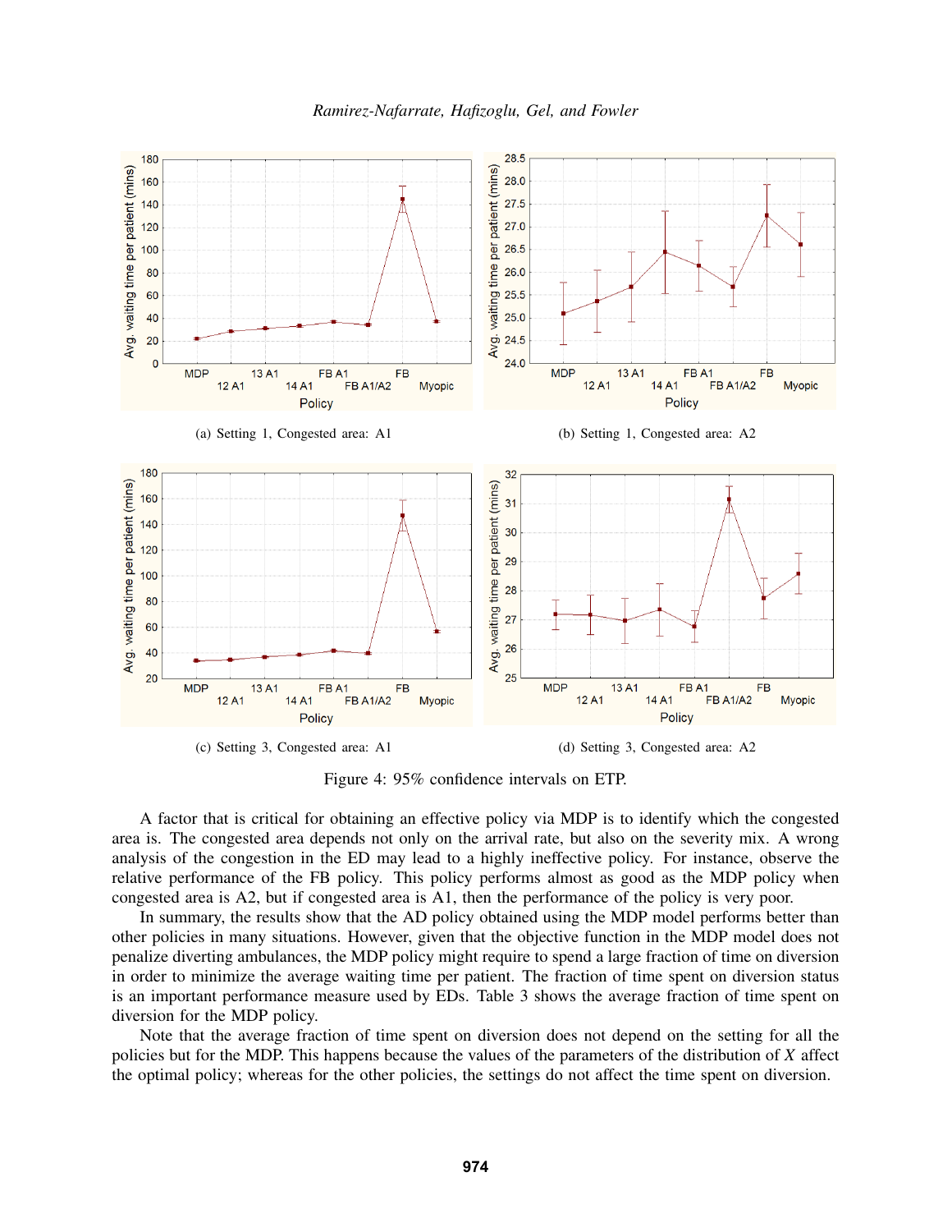(a) Setting 1, Congested area: A1

(b) Setting 1, Congested area: A2

(c) Setting 3, Congested area: A1

(d) Setting 3, Congested area: A2

Figure 4: 95% confidence intervals on ETP.

A factor that is critical for obtaining an effective policy via MDP is to identify which the congested area is. The congested area depends not only on the arrival rate, but also on the severity mix. A wrong analysis of the congestion in the ED may lead to a highly ineffective policy. For instance, observe the relative performance of the FB policy. This policy performs almost as good as the MDP policy when congested area is A2, but if congested area is A1, then the performance of the policy is very poor.

In summary, the results show that the AD policy obtained using the MDP model performs better than other policies in many situations. However, given that the objective function in the MDP model does not penalize diverting ambulances, the MDP policy might require to spend a large fraction of time on diversion in order to minimize the average waiting time per patient. The fraction of time spent on diversion status is an important performance measure used by EDs. Table 3 shows the average fraction of time spent on diversion for the MDP policy.

Note that the average fraction of time spent on diversion does not depend on the setting for all the policies but for the MDP. This happens because the values of the parameters of the distribution of $X$ affect the optimal policy; whereas for the other policies, the settings do not affect the time spent on diversion.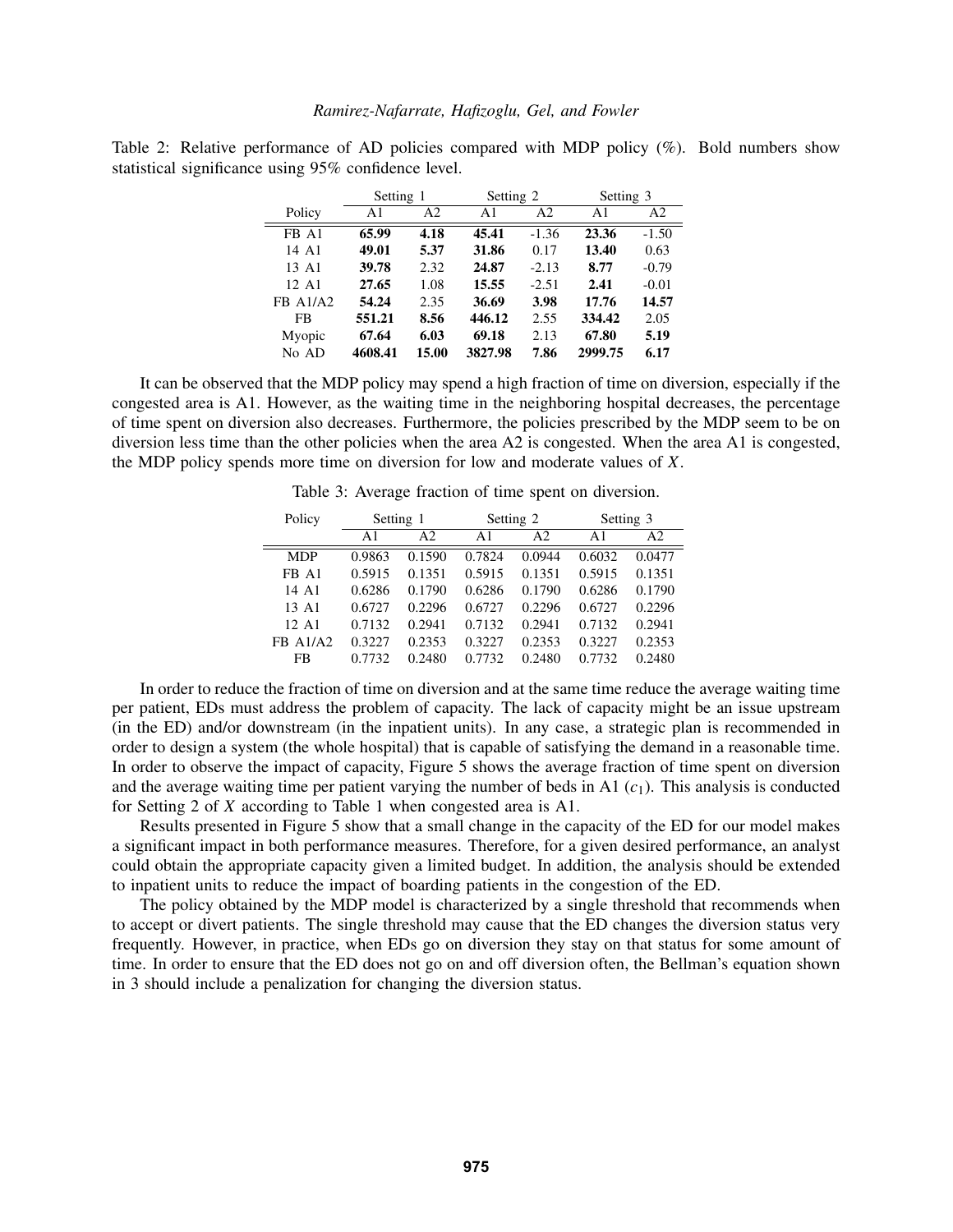Table 2: Relative performance of AD policies compared with MDP policy (%). Bold numbers show statistical significance using 95% confidence level.

| Policy | Setting 1 | | Setting 2 | | Setting 3 | |
|---|---|---|---|---|---|---|
| | A1 | A2 | A1 | A2 | A1 | A2 |
| FB A1 | **65.99** | **4.18** | **45.41** | -1.36 | **23.36** | -1.50 |
| 14 A1 | **49.01** | **5.37** | **31.86** | 0.17 | **13.40** | 0.63 |
| 13 A1 | **39.78** | 2.32 | **24.87** | -2.13 | **8.77** | -0.79 |
| 12 A1 | **27.65** | 1.08 | **15.55** | -2.51 | **2.41** | -0.01 |
| FB A1/A2 | **54.24** | 2.35 | **36.69** | **3.98** | **17.76** | **14.57** |
| FB | **551.21** | **8.56** | **446.12** | 2.55 | **334.42** | 2.05 |
| Myopic | **67.64** | **6.03** | **69.18** | 2.13 | **67.80** | **5.19** |
| No AD | **4608.41** | **15.00** | **3827.98** | **7.86** | **2999.75** | **6.17** |

It can be observed that the MDP policy may spend a high fraction of time on diversion, especially if the congested area is A1. However, as the waiting time in the neighboring hospital decreases, the percentage of time spent on diversion also decreases. Furthermore, the policies prescribed by the MDP seem to be on diversion less time than the other policies when the area A2 is congested. When the area A1 is congested, the MDP policy spends more time on diversion for low and moderate values of $X$.

Table 3: Average fraction of time spent on diversion.

| Policy | Setting 1 | | Setting 2 | | Setting 3 | |
|---|---|---|---|---|---|---|
| | A1 | A2 | A1 | A2 | A1 | A2 |
| MDP | 0.9863 | 0.1590 | 0.7824 | 0.0944 | 0.6032 | 0.0477 |
| FB A1 | 0.5915 | 0.1351 | 0.5915 | 0.1351 | 0.5915 | 0.1351 |
| 14 A1 | 0.6286 | 0.1790 | 0.6286 | 0.1790 | 0.6286 | 0.1790 |
| 13 A1 | 0.6727 | 0.2296 | 0.6727 | 0.2296 | 0.6727 | 0.2296 |
| 12 A1 | 0.7132 | 0.2941 | 0.7132 | 0.2941 | 0.7132 | 0.2941 |
| FB A1/A2 | 0.3227 | 0.2353 | 0.3227 | 0.2353 | 0.3227 | 0.2353 |
| FB | 0.7732 | 0.2480 | 0.7732 | 0.2480 | 0.7732 | 0.2480 |

In order to reduce the fraction of time on diversion and at the same time reduce the average waiting time per patient, EDs must address the problem of capacity. The lack of capacity might be an issue upstream (in the ED) and/or downstream (in the inpatient units). In any case, a strategic plan is recommended in order to design a system (the whole hospital) that is capable of satisfying the demand in a reasonable time. In order to observe the impact of capacity, Figure 5 shows the average fraction of time spent on diversion and the average waiting time per patient varying the number of beds in A1 ($c_1$). This analysis is conducted for Setting 2 of $X$ according to Table 1 when congested area is A1.

Results presented in Figure 5 show that a small change in the capacity of the ED for our model makes a significant impact in both performance measures. Therefore, for a given desired performance, an analyst could obtain the appropriate capacity given a limited budget. In addition, the analysis should be extended to inpatient units to reduce the impact of boarding patients in the congestion of the ED.

The policy obtained by the MDP model is characterized by a single threshold that recommends when to accept or divert patients. The single threshold may cause that the ED changes the diversion status very frequently. However, in practice, when EDs go on diversion they stay on that status for some amount of time. In order to ensure that the ED does not go on and off diversion often, the Bellman's equation shown in 3 should include a penalization for changing the diversion status.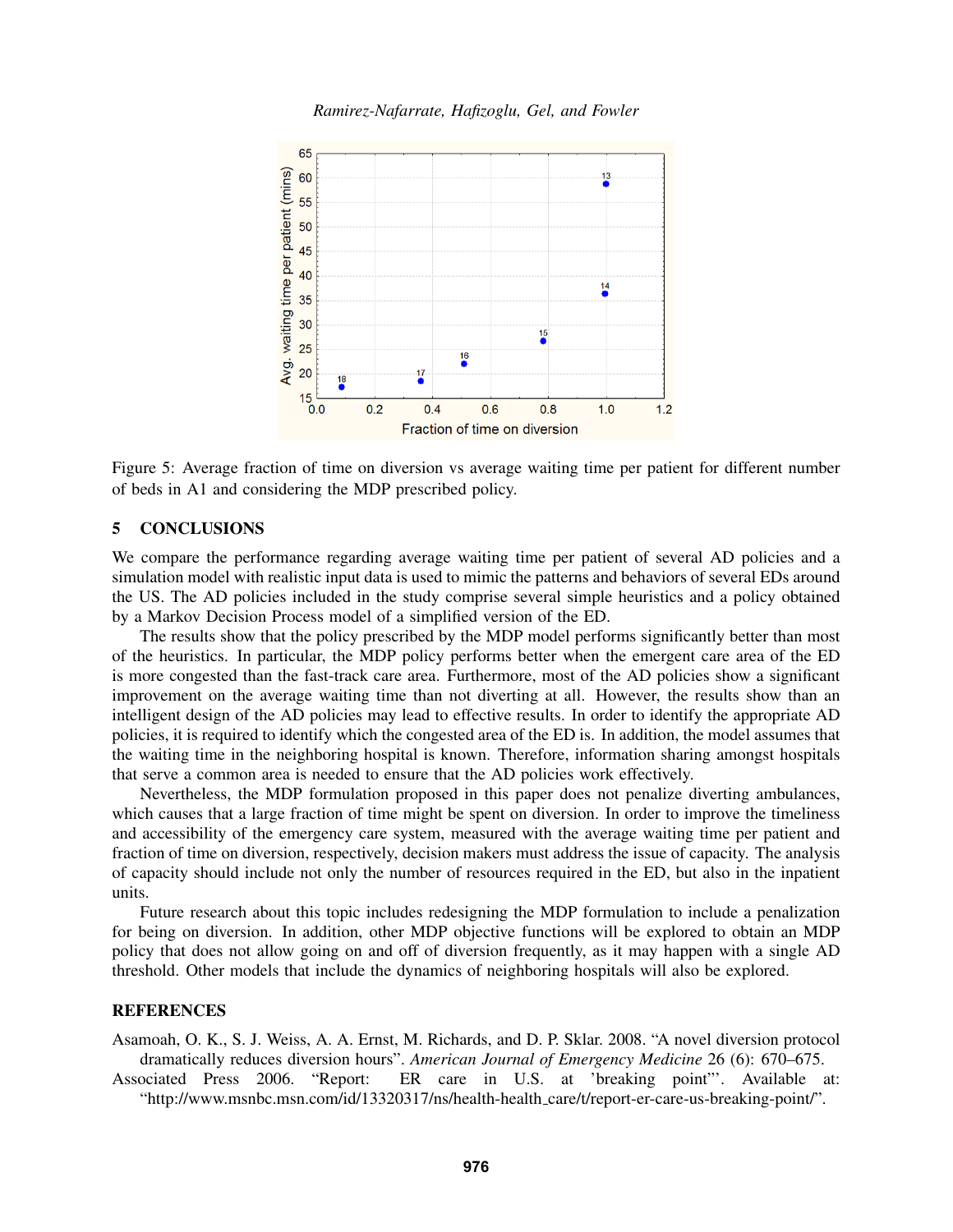Figure 5: Average fraction of time on diversion vs average waiting time per patient for different number of beds in A1 and considering the MDP prescribed policy.

## 5 CONCLUSIONS

We compare the performance regarding average waiting time per patient of several AD policies and a simulation model with realistic input data is used to mimic the patterns and behaviors of several EDs around the US. The AD policies included in the study comprise several simple heuristics and a policy obtained by a Markov Decision Process model of a simplified version of the ED.

The results show that the policy prescribed by the MDP model performs significantly better than most of the heuristics. In particular, the MDP policy performs better when the emergent care area of the ED is more congested than the fast-track care area. Furthermore, most of the AD policies show a significant improvement on the average waiting time than not diverting at all. However, the results show than an intelligent design of the AD policies may lead to effective results. In order to identify the appropriate AD policies, it is required to identify which the congested area of the ED is. In addition, the model assumes that the waiting time in the neighboring hospital is known. Therefore, information sharing amongst hospitals that serve a common area is needed to ensure that the AD policies work effectively.

Nevertheless, the MDP formulation proposed in this paper does not penalize diverting ambulances, which causes that a large fraction of time might be spent on diversion. In order to improve the timeliness and accessibility of the emergency care system, measured with the average waiting time per patient and fraction of time on diversion, respectively, decision makers must address the issue of capacity. The analysis of capacity should include not only the number of resources required in the ED, but also in the inpatient units.

Future research about this topic includes redesigning the MDP formulation to include a penalization for being on diversion. In addition, other MDP objective functions will be explored to obtain an MDP policy that does not allow going on and off of diversion frequently, as it may happen with a single AD threshold. Other models that include the dynamics of neighboring hospitals will also be explored.

## REFERENCES

Asamoah, O. K., S. J. Weiss, A. A. Ernst, M. Richards, and D. P. Sklar. 2008. "A novel diversion protocol dramatically reduces diversion hours". *American Journal of Emergency Medicine* 26 (6): 670–675.

Associated Press 2006. "Report: ER care in U.S. at 'breaking point"'. Available at: "http://www.msnbc.msn.com/id/13320317/ns/health-health_care/t/report-er-care-us-breaking-point/".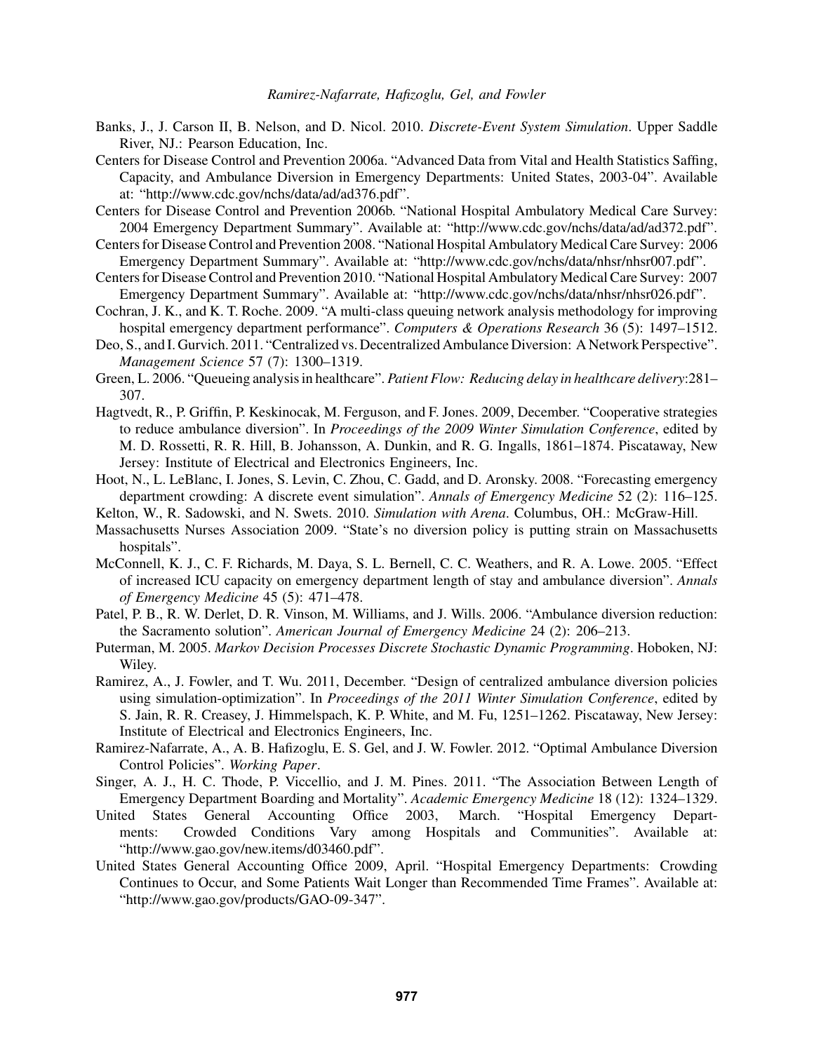Banks, J., J. Carson II, B. Nelson, and D. Nicol. 2010. *Discrete-Event System Simulation*. Upper Saddle River, NJ.: Pearson Education, Inc.

Centers for Disease Control and Prevention 2006a. "Advanced Data from Vital and Health Statistics Saffing, Capacity, and Ambulance Diversion in Emergency Departments: United States, 2003-04". Available at: "http://www.cdc.gov/nchs/data/ad/ad376.pdf".

Centers for Disease Control and Prevention 2006b. "National Hospital Ambulatory Medical Care Survey: 2004 Emergency Department Summary". Available at: "http://www.cdc.gov/nchs/data/ad/ad372.pdf".

Centers for Disease Control and Prevention 2008. "National Hospital Ambulatory Medical Care Survey: 2006 Emergency Department Summary". Available at: "http://www.cdc.gov/nchs/data/nhsr/nhsr007.pdf".

Centers for Disease Control and Prevention 2010. "National Hospital Ambulatory Medical Care Survey: 2007 Emergency Department Summary". Available at: "http://www.cdc.gov/nchs/data/nhsr/nhsr026.pdf".

Cochran, J. K., and K. T. Roche. 2009. "A multi-class queuing network analysis methodology for improving hospital emergency department performance". *Computers & Operations Research* 36 (5): 1497–1512.

Deo, S., and I. Gurvich. 2011. "Centralized vs. Decentralized Ambulance Diversion: A Network Perspective". *Management Science* 57 (7): 1300–1319.

Green, L. 2006. "Queueing analysis in healthcare". *Patient Flow: Reducing delay in healthcare delivery*:281–307.

Hagtvedt, R., P. Griffin, P. Keskinocak, M. Ferguson, and F. Jones. 2009, December. "Cooperative strategies to reduce ambulance diversion". In *Proceedings of the 2009 Winter Simulation Conference*, edited by M. D. Rossetti, R. R. Hill, B. Johansson, A. Dunkin, and R. G. Ingalls, 1861–1874. Piscataway, New Jersey: Institute of Electrical and Electronics Engineers, Inc.

Hoot, N., L. LeBlanc, I. Jones, S. Levin, C. Zhou, C. Gadd, and D. Aronsky. 2008. "Forecasting emergency department crowding: A discrete event simulation". *Annals of Emergency Medicine* 52 (2): 116–125.

Kelton, W., R. Sadowski, and N. Swets. 2010. *Simulation with Arena*. Columbus, OH.: McGraw-Hill.

Massachusetts Nurses Association 2009. "State's no diversion policy is putting strain on Massachusetts hospitals".

McConnell, K. J., C. F. Richards, M. Daya, S. L. Bernell, C. C. Weathers, and R. A. Lowe. 2005. "Effect of increased ICU capacity on emergency department length of stay and ambulance diversion". *Annals of Emergency Medicine* 45 (5): 471–478.

Patel, P. B., R. W. Derlet, D. R. Vinson, M. Williams, and J. Wills. 2006. "Ambulance diversion reduction: the Sacramento solution". *American Journal of Emergency Medicine* 24 (2): 206–213.

Puterman, M. 2005. *Markov Decision Processes Discrete Stochastic Dynamic Programming*. Hoboken, NJ: Wiley.

Ramirez, A., J. Fowler, and T. Wu. 2011, December. "Design of centralized ambulance diversion policies using simulation-optimization". In *Proceedings of the 2011 Winter Simulation Conference*, edited by S. Jain, R. R. Creasey, J. Himmelspach, K. P. White, and M. Fu, 1251–1262. Piscataway, New Jersey: Institute of Electrical and Electronics Engineers, Inc.

Ramirez-Nafarrate, A., A. B. Hafizoglu, E. S. Gel, and J. W. Fowler. 2012. "Optimal Ambulance Diversion Control Policies". *Working Paper*.

Singer, A. J., H. C. Thode, P. Viccellio, and J. M. Pines. 2011. "The Association Between Length of Emergency Department Boarding and Mortality". *Academic Emergency Medicine* 18 (12): 1324–1329.

United States General Accounting Office 2003, March. "Hospital Emergency Departments: Crowded Conditions Vary among Hospitals and Communities". Available at: "http://www.gao.gov/new.items/d03460.pdf".

United States General Accounting Office 2009, April. "Hospital Emergency Departments: Crowding Continues to Occur, and Some Patients Wait Longer than Recommended Time Frames". Available at: "http://www.gao.gov/products/GAO-09-347".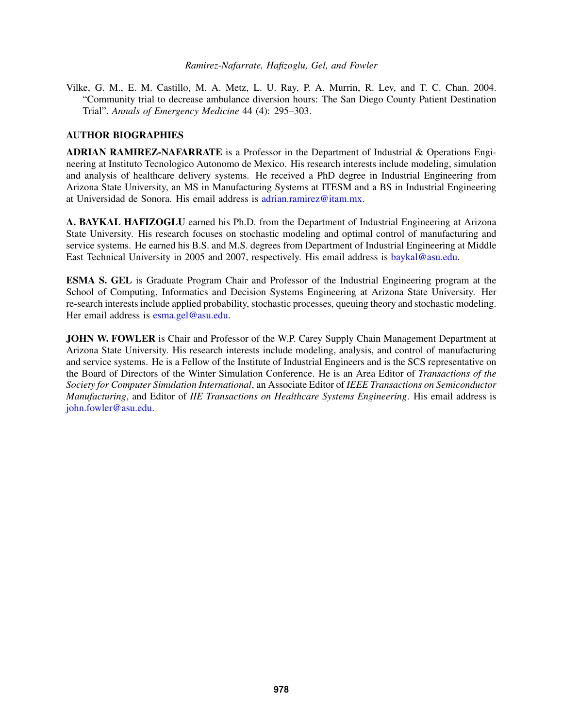Vilke, G. M., E. M. Castillo, M. A. Metz, L. U. Ray, P. A. Murrin, R. Lev, and T. C. Chan. 2004. "Community trial to decrease ambulance diversion hours: The San Diego County Patient Destination Trial". *Annals of Emergency Medicine* 44 (4): 295–303.

## AUTHOR BIOGRAPHIES

**ADRIAN RAMIREZ-NAFARRATE** is a Professor in the Department of Industrial & Operations Engineering at Instituto Tecnologico Autonomo de Mexico. His research interests include modeling, simulation and analysis of healthcare delivery systems. He received a PhD degree in Industrial Engineering from Arizona State University, an MS in Manufacturing Systems at ITESM and a BS in Industrial Engineering at Universidad de Sonora. His email address is adrian.ramirez@itam.mx.

**A. BAYKAL HAFIZOGLU** earned his Ph.D. from the Department of Industrial Engineering at Arizona State University. His research focuses on stochastic modeling and optimal control of manufacturing and service systems. He earned his B.S. and M.S. degrees from Department of Industrial Engineering at Middle East Technical University in 2005 and 2007, respectively. His email address is baykal@asu.edu.

**ESMA S. GEL** is Graduate Program Chair and Professor of the Industrial Engineering program at the School of Computing, Informatics and Decision Systems Engineering at Arizona State University. Her re-search interests include applied probability, stochastic processes, queuing theory and stochastic modeling. Her email address is esma.gel@asu.edu.

**JOHN W. FOWLER** is Chair and Professor of the W.P. Carey Supply Chain Management Department at Arizona State University. His research interests include modeling, analysis, and control of manufacturing and service systems. He is a Fellow of the Institute of Industrial Engineers and is the SCS representative on the Board of Directors of the Winter Simulation Conference. He is an Area Editor of *Transactions of the Society for Computer Simulation International*, an Associate Editor of *IEEE Transactions on Semiconductor Manufacturing*, and Editor of *IIE Transactions on Healthcare Systems Engineering*. His email address is john.fowler@asu.edu.